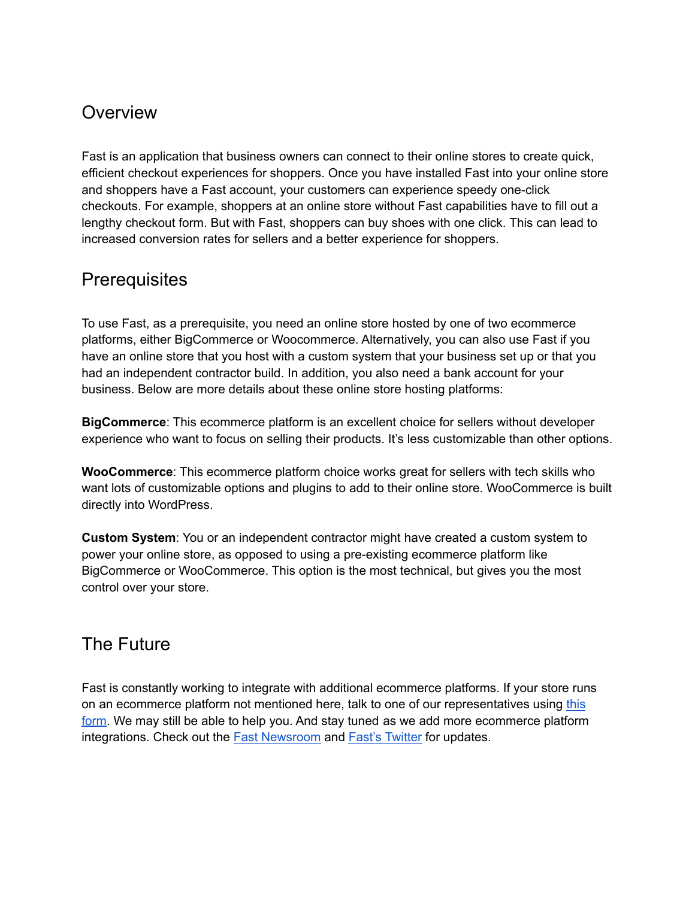## Overview

Fast is an application that business owners can connect to their online stores to create quick, efficient checkout experiences for shoppers. Once you have installed Fast into your online store and shoppers have a Fast account, your customers can experience speedy one-click checkouts. For example, shoppers at an online store without Fast capabilities have to fill out a lengthy checkout form. But with Fast, shoppers can buy shoes with one click. This can lead to increased conversion rates for sellers and a better experience for shoppers.

## Prerequisites

To use Fast, as a prerequisite, you need an online store hosted by one of two ecommerce platforms, either BigCommerce or Woocommerce. Alternatively, you can also use Fast if you have an online store that you host with a custom system that your business set up or that you had an independent contractor build. In addition, you also need a bank account for your business. Below are more details about these online store hosting platforms:

**BigCommerce**: This ecommerce platform is an excellent choice for sellers without developer experience who want to focus on selling their products. It's less customizable than other options.

**WooCommerce**: This ecommerce platform choice works great for sellers with tech skills who want lots of customizable options and plugins to add to their online store. WooCommerce is built directly into WordPress.

**Custom System**: You or an independent contractor might have created a custom system to power your online store, as opposed to using a pre-existing ecommerce platform like BigCommerce or WooCommerce. This option is the most technical, but gives you the most control over your store.

## The Future

Fast is constantly working to integrate with additional ecommerce platforms. If your store runs on an ecommerce platform not mentioned here, talk to one of our representatives using this form. We may still be able to help you. And stay tuned as we add more ecommerce platform integrations. Check out the Fast Newsroom and Fast's Twitter for updates.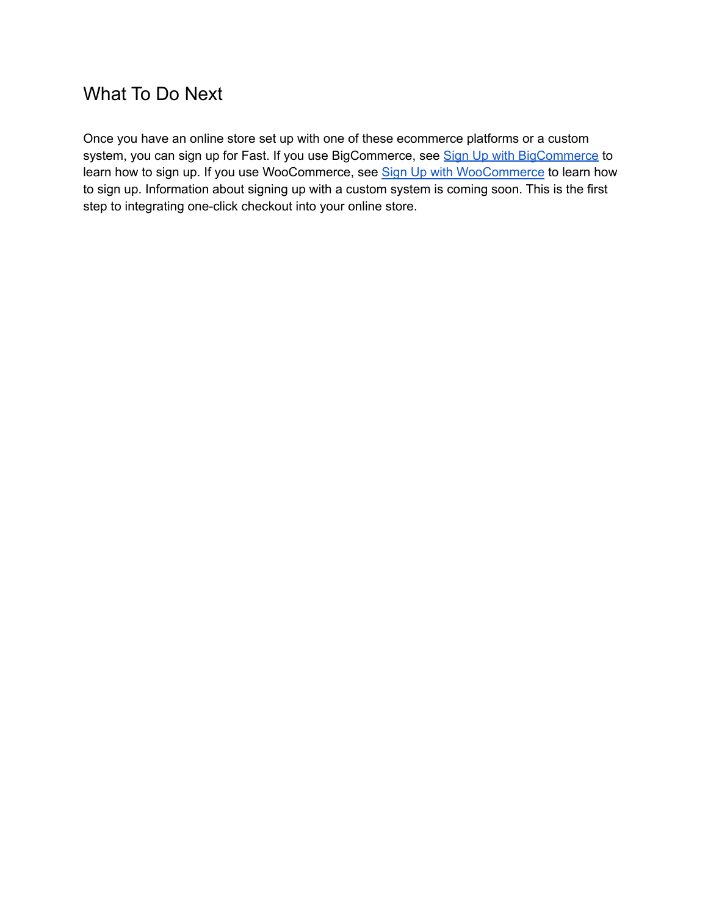## What To Do Next

Once you have an online store set up with one of these ecommerce platforms or a custom system, you can sign up for Fast. If you use BigCommerce, see Sign Up with BigCommerce to learn how to sign up. If you use WooCommerce, see Sign Up with WooCommerce to learn how to sign up. Information about signing up with a custom system is coming soon. This is the first step to integrating one-click checkout into your online store.